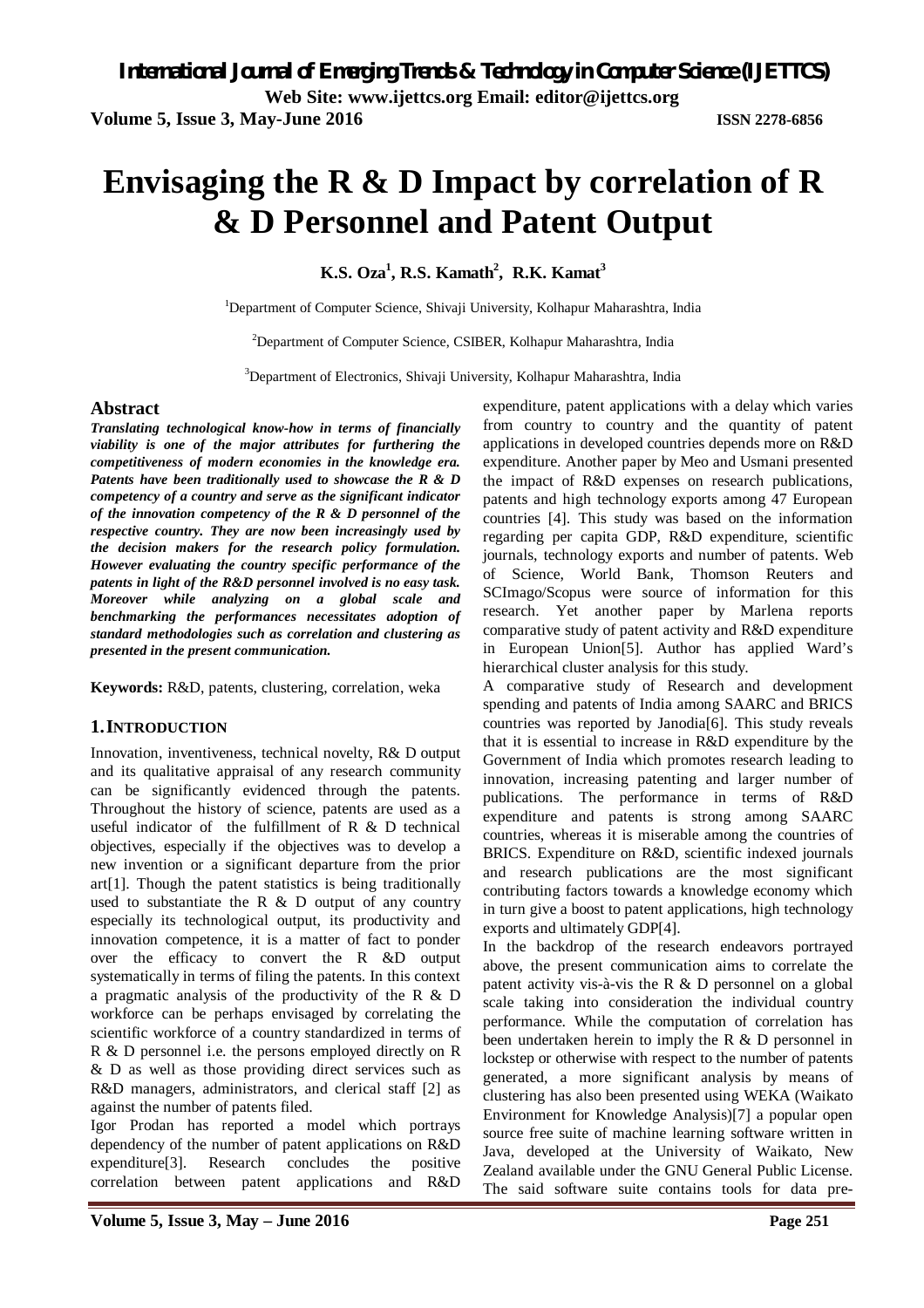# Envisaging the R & D Impact by correlation of R & D Personnel and Patent Output

**K.S. Oza[1], R.S. Kamath[2], R.K. Kamat[3]**

[1]Department of Computer Science, Shivaji University, Kolhapur Maharashtra, India

[2]Department of Computer Science, CSIBER, Kolhapur Maharashtra, India

[3]Department of Electronics, Shivaji University, Kolhapur Maharashtra, India

## Abstract

***Translating technological know-how in terms of financially viability is one of the major attributes for furthering the competitiveness of modern economies in the knowledge era. Patents have been traditionally used to showcase the R & D competency of a country and serve as the significant indicator of the innovation competency of the R & D personnel of the respective country. They are now been increasingly used by the decision makers for the research policy formulation. However evaluating the country specific performance of the patents in light of the R&D personnel involved is no easy task. Moreover while analyzing on a global scale and benchmarking the performances necessitates adoption of standard methodologies such as correlation and clustering as presented in the present communication.***

**Keywords:** R&D, patents, clustering, correlation, weka

## 1. INTRODUCTION

Innovation, inventiveness, technical novelty, R& D output and its qualitative appraisal of any research community can be significantly evidenced through the patents. Throughout the history of science, patents are used as a useful indicator of the fulfillment of R & D technical objectives, especially if the objectives was to develop a new invention or a significant departure from the prior art[1]. Though the patent statistics is being traditionally used to substantiate the R & D output of any country especially its technological output, its productivity and innovation competence, it is a matter of fact to ponder over the efficacy to convert the R &D output systematically in terms of filing the patents. In this context a pragmatic analysis of the productivity of the R & D workforce can be perhaps envisaged by correlating the scientific workforce of a country standardized in terms of R & D personnel i.e. the persons employed directly on R & D as well as those providing direct services such as R&D managers, administrators, and clerical staff [2] as against the number of patents filed.

Igor Prodan has reported a model which portrays dependency of the number of patent applications on R&D expenditure[3]. Research concludes the positive correlation between patent applications and R&D expenditure, patent applications with a delay which varies from country to country and the quantity of patent applications in developed countries depends more on R&D expenditure. Another paper by Meo and Usmani presented the impact of R&D expenses on research publications, patents and high technology exports among 47 European countries [4]. This study was based on the information regarding per capita GDP, R&D expenditure, scientific journals, technology exports and number of patents. Web of Science, World Bank, Thomson Reuters and SCImago/Scopus were source of information for this research. Yet another paper by Marlena reports comparative study of patent activity and R&D expenditure in European Union[5]. Author has applied Ward's hierarchical cluster analysis for this study.

A comparative study of Research and development spending and patents of India among SAARC and BRICS countries was reported by Janodia[6]. This study reveals that it is essential to increase in R&D expenditure by the Government of India which promotes research leading to innovation, increasing patenting and larger number of publications. The performance in terms of R&D expenditure and patents is strong among SAARC countries, whereas it is miserable among the countries of BRICS. Expenditure on R&D, scientific indexed journals and research publications are the most significant contributing factors towards a knowledge economy which in turn give a boost to patent applications, high technology exports and ultimately GDP[4].

In the backdrop of the research endeavors portrayed above, the present communication aims to correlate the patent activity vis-à-vis the R & D personnel on a global scale taking into consideration the individual country performance. While the computation of correlation has been undertaken herein to imply the R & D personnel in lockstep or otherwise with respect to the number of patents generated, a more significant analysis by means of clustering has also been presented using WEKA (Waikato Environment for Knowledge Analysis)[7] a popular open source free suite of machine learning software written in Java, developed at the University of Waikato, New Zealand available under the GNU General Public License. The said software suite contains tools for data pre-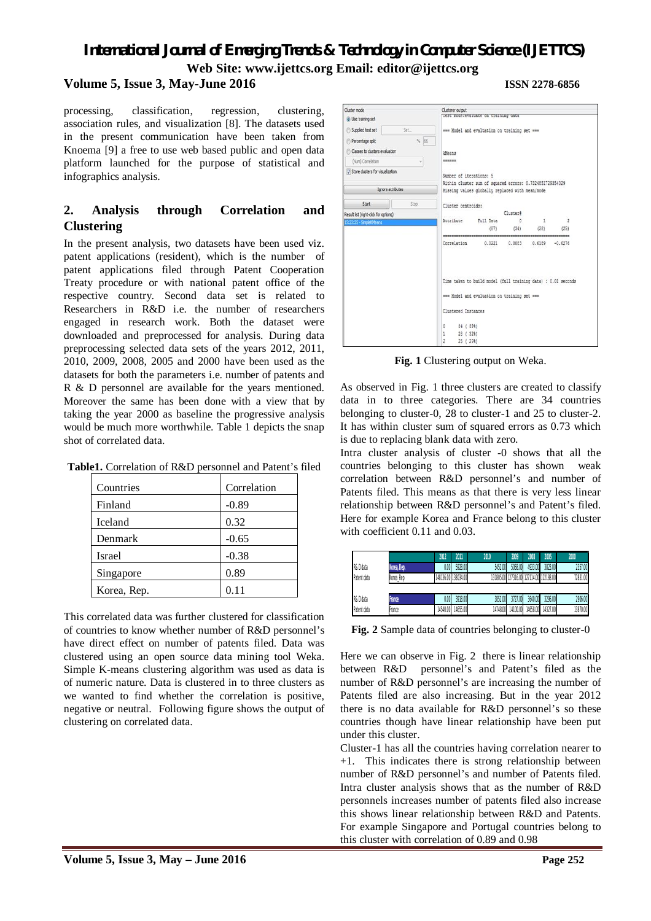processing, classification, regression, clustering, association rules, and visualization [8]. The datasets used in the present communication have been taken from Knoema [9] a free to use web based public and open data platform launched for the purpose of statistical and infographics analysis.

## 2. Analysis through Correlation and Clustering

In the present analysis, two datasets have been used viz. patent applications (resident), which is the number of patent applications filed through Patent Cooperation Treaty procedure or with national patent office of the respective country. Second data set is related to Researchers in R&D i.e. the number of researchers engaged in research work. Both the dataset were downloaded and preprocessed for analysis. During data preprocessing selected data sets of the years 2012, 2011, 2010, 2009, 2008, 2005 and 2000 have been used as the datasets for both the parameters i.e. number of patents and R & D personnel are available for the years mentioned. Moreover the same has been done with a view that by taking the year 2000 as baseline the progressive analysis would be much more worthwhile. Table 1 depicts the snap shot of correlated data.

**Table1.** Correlation of R&D personnel and Patent's filed

| Countries | Correlation |
|---|---|
| Finland | -0.89 |
| Iceland | 0.32 |
| Denmark | -0.65 |
| Israel | -0.38 |
| Singapore | 0.89 |
| Korea, Rep. | 0.11 |

This correlated data was further clustered for classification of countries to know whether number of R&D personnel's have direct effect on number of patents filed. Data was clustered using an open source data mining tool Weka. Simple K-means clustering algorithm was used as data is of numeric nature. Data is clustered in to three clusters as we wanted to find whether the correlation is positive, negative or neutral. Following figure shows the output of clustering on correlated data.

```
Cluster mode                          Clusterer output
(•) Use training set                  Test mode:evaluate on training data
( ) Supplied test set    Set...
( ) Percentage split   % 66           === Model and evaluation on training set ===
( ) Classes to clusters evaluation
    (Num) Correlation                 kMeans
[v] Store clusters for visualization  ======

        Ignore attributes             Number of iterations: 5
                                      Within cluster sum of squared errors: 0.7324851729354029
   Start           Stop               Missing values globally replaced with mean/mode
Result list (right-click for options)
15:23:25 - SimpleKMeans               Cluster centroids:
                                                          Cluster#
                                      Attribute    Full Data      0        1        2
                                                      (87)      (34)     (28)     (25)
                                      ============================================================
                                      Correlation    0.0221    0.0083   0.6189   -0.6276

                                      Time taken to build model (full training data) : 0.01 seconds

                                      === Model and evaluation on training set ===

                                      Clustered Instances

                                      0      34 ( 39%)
                                      1      28 ( 32%)
                                      2      25 ( 29%)
```

**Fig. 1** Clustering output on Weka.

As observed in Fig. 1 three clusters are created to classify data in to three categories. There are 34 countries belonging to cluster-0, 28 to cluster-1 and 25 to cluster-2. It has within cluster sum of squared errors as 0.73 which is due to replacing blank data with zero.

Intra cluster analysis of cluster -0 shows that all the countries belonging to this cluster has shown weak correlation between R&D personnel's and number of Patents filed. This means as that there is very less linear relationship between R&D personnel's and Patent's filed. Here for example Korea and France belong to this cluster with coefficient 0.11 and 0.03.

| | | 2012 | 2011 | 2010 | 2009 | 2008 | 2005 | 2000 |
|---|---|---|---|---|---|---|---|---|
| R& D data | Korea, Rep. | 0.00 | 5928.00 | 5451.00 | 5068.00 | 4933.00 | 3823.00 | 2357.00 |
| Patent data | Korea_Rep | 148136.00 | 138034.00 | 131805.00 | 127316.00 | 127114.00 | 122188.00 | 72831.00 |
| | | | | | | | | |
| R& D data | France | 0.00 | 3918.00 | 3853.00 | 3727.00 | 3640.00 | 3296.00 | 2906.00 |
| Patent data | France | 14540.00 | 14655.00 | 14748.00 | 14100.00 | 14658.00 | 14327.00 | 13870.00 |

**Fig. 2** Sample data of countries belonging to cluster-0

Here we can observe in Fig. 2 there is linear relationship between R&D personnel's and Patent's filed as the number of R&D personnel's are increasing the number of Patents filed are also increasing. But in the year 2012 there is no data available for R&D personnel's so these countries though have linear relationship have been put under this cluster.

Cluster-1 has all the countries having correlation nearer to +1. This indicates there is strong relationship between number of R&D personnel's and number of Patents filed. Intra cluster analysis shows that as the number of R&D personnels increases number of patents filed also increase this shows linear relationship between R&D and Patents. For example Singapore and Portugal countries belong to this cluster with correlation of 0.89 and 0.98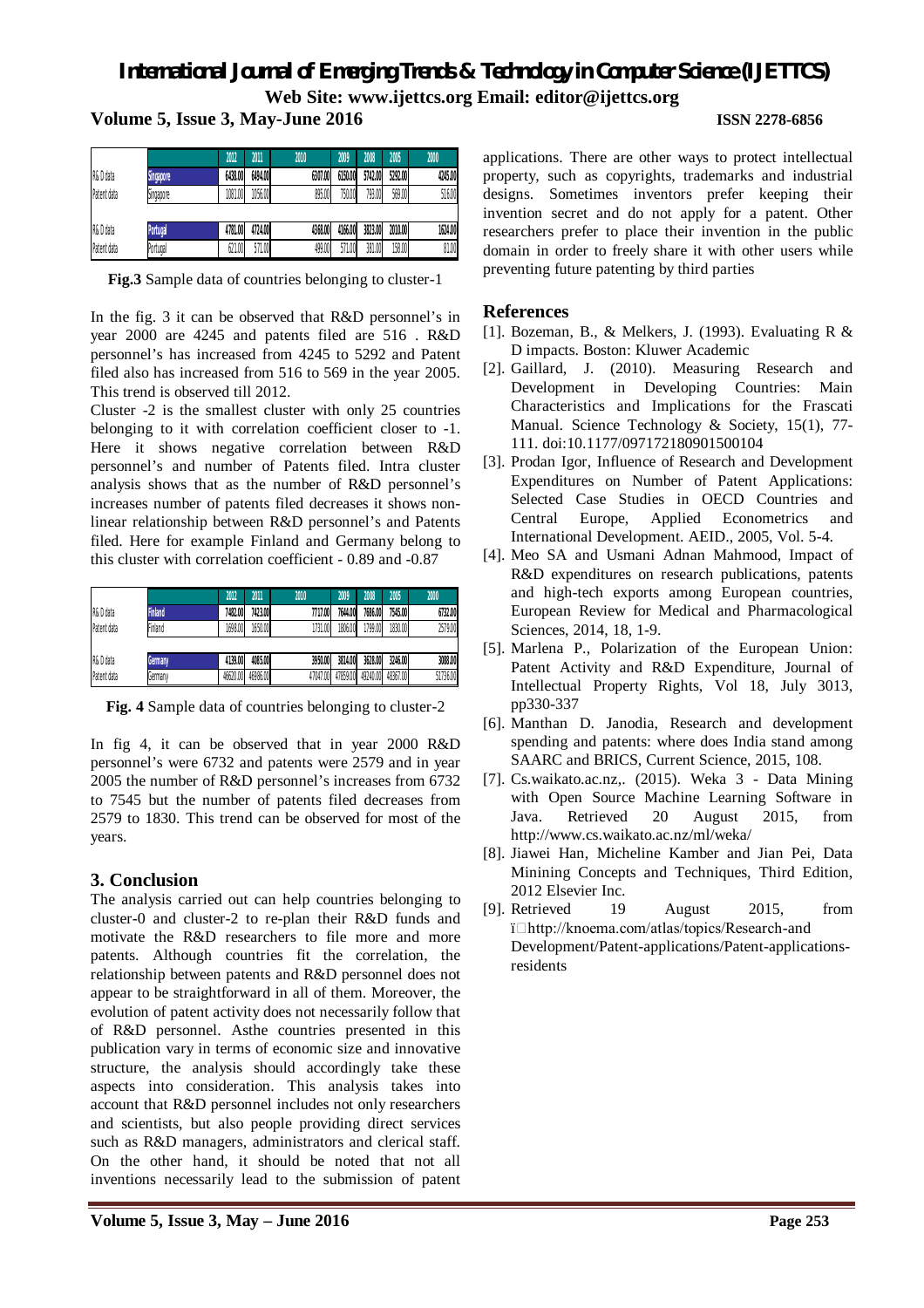| | | 2012 | 2011 | 2010 | 2009 | 2008 | 2005 | 2000 |
|---|---|---|---|---|---|---|---|---|
| R& D data | Singapore | 6438.00 | 6494.00 | 6307.00 | 6150.00 | 5742.00 | 5292.00 | 4245.00 |
| Patent data | Singapore | 1081.00 | 1056.00 | 895.00 | 750.00 | 793.00 | 569.00 | 516.00 |
| | | | | | | | | |
| R& D data | Portugal | 4781.00 | 4724.00 | 4368.00 | 4166.00 | 3823.00 | 2010.00 | 1624.00 |
| Patent data | Portugal | 621.00 | 571.00 | 499.00 | 571.00 | 381.00 | 158.00 | 81.00 |

**Fig.3** Sample data of countries belonging to cluster-1

In the fig. 3 it can be observed that R&D personnel's in year 2000 are 4245 and patents filed are 516 . R&D personnel's has increased from 4245 to 5292 and Patent filed also has increased from 516 to 569 in the year 2005. This trend is observed till 2012.

Cluster -2 is the smallest cluster with only 25 countries belonging to it with correlation coefficient closer to -1. Here it shows negative correlation between R&D personnel's and number of Patents filed. Intra cluster analysis shows that as the number of R&D personnel's increases number of patents filed decreases it shows non-linear relationship between R&D personnel's and Patents filed. Here for example Finland and Germany belong to this cluster with correlation coefficient - 0.89 and -0.87

| | | 2012 | 2011 | 2010 | 2009 | 2008 | 2005 | 2000 |
|---|---|---|---|---|---|---|---|---|
| R& D data | Finland | 7482.00 | 7423.00 | 7717.00 | 7644.00 | 7686.00 | 7545.00 | 6732.00 |
| Patent data | Finland | 1698.00 | 1650.00 | 1731.00 | 1806.00 | 1799.00 | 1830.00 | 2579.00 |
| | | | | | | | | |
| R& D data | Germany | 4139.00 | 4085.00 | 3950.00 | 3814.00 | 3628.00 | 3246.00 | 3088.00 |
| Patent data | Germany | 46620.00 | 46986.00 | 47047.00 | 47859.00 | 49240.00 | 46367.00 | 51736.00 |

**Fig. 4** Sample data of countries belonging to cluster-2

In fig 4, it can be observed that in year 2000 R&D personnel's were 6732 and patents were 2579 and in year 2005 the number of R&D personnel's increases from 6732 to 7545 but the number of patents filed decreases from 2579 to 1830. This trend can be observed for most of the years.

## 3. Conclusion

The analysis carried out can help countries belonging to cluster-0 and cluster-2 to re-plan their R&D funds and motivate the R&D researchers to file more and more patents. Although countries fit the correlation, the relationship between patents and R&D personnel does not appear to be straightforward in all of them. Moreover, the evolution of patent activity does not necessarily follow that of R&D personnel. Asthe countries presented in this publication vary in terms of economic size and innovative structure, the analysis should accordingly take these aspects into consideration. This analysis takes into account that R&D personnel includes not only researchers and scientists, but also people providing direct services such as R&D managers, administrators and clerical staff. On the other hand, it should be noted that not all inventions necessarily lead to the submission of patent applications. There are other ways to protect intellectual property, such as copyrights, trademarks and industrial designs. Sometimes inventors prefer keeping their invention secret and do not apply for a patent. Other researchers prefer to place their invention in the public domain in order to freely share it with other users while preventing future patenting by third parties

## References

[1]. Bozeman, B., & Melkers, J. (1993). Evaluating R & D impacts. Boston: Kluwer Academic

[2]. Gaillard, J. (2010). Measuring Research and Development in Developing Countries: Main Characteristics and Implications for the Frascati Manual. Science Technology & Society, 15(1), 77-111. doi:10.1177/097172180901500104

[3]. Prodan Igor, Influence of Research and Development Expenditures on Number of Patent Applications: Selected Case Studies in OECD Countries and Central Europe, Applied Econometrics and International Development. AEID., 2005, Vol. 5-4.

[4]. Meo SA and Usmani Adnan Mahmood, Impact of R&D expenditures on research publications, patents and high-tech exports among European countries, European Review for Medical and Pharmacological Sciences, 2014, 18, 1-9.

[5]. Marlena P., Polarization of the European Union: Patent Activity and R&D Expenditure, Journal of Intellectual Property Rights, Vol 18, July 3013, pp330-337

[6]. Manthan D. Janodia, Research and development spending and patents: where does India stand among SAARC and BRICS, Current Science, 2015, 108.

[7]. Cs.waikato.ac.nz,. (2015). Weka 3 - Data Mining with Open Source Machine Learning Software in Java. Retrieved 20 August 2015, from http://www.cs.waikato.ac.nz/ml/weka/

[8]. Jiawei Han, Micheline Kamber and Jian Pei, Data Minining Concepts and Techniques, Third Edition, 2012 Elsevier Inc.

[9]. Retrieved 19 August 2015, from http://knoema.com/atlas/topics/Research-and Development/Patent-applications/Patent-applications-residents